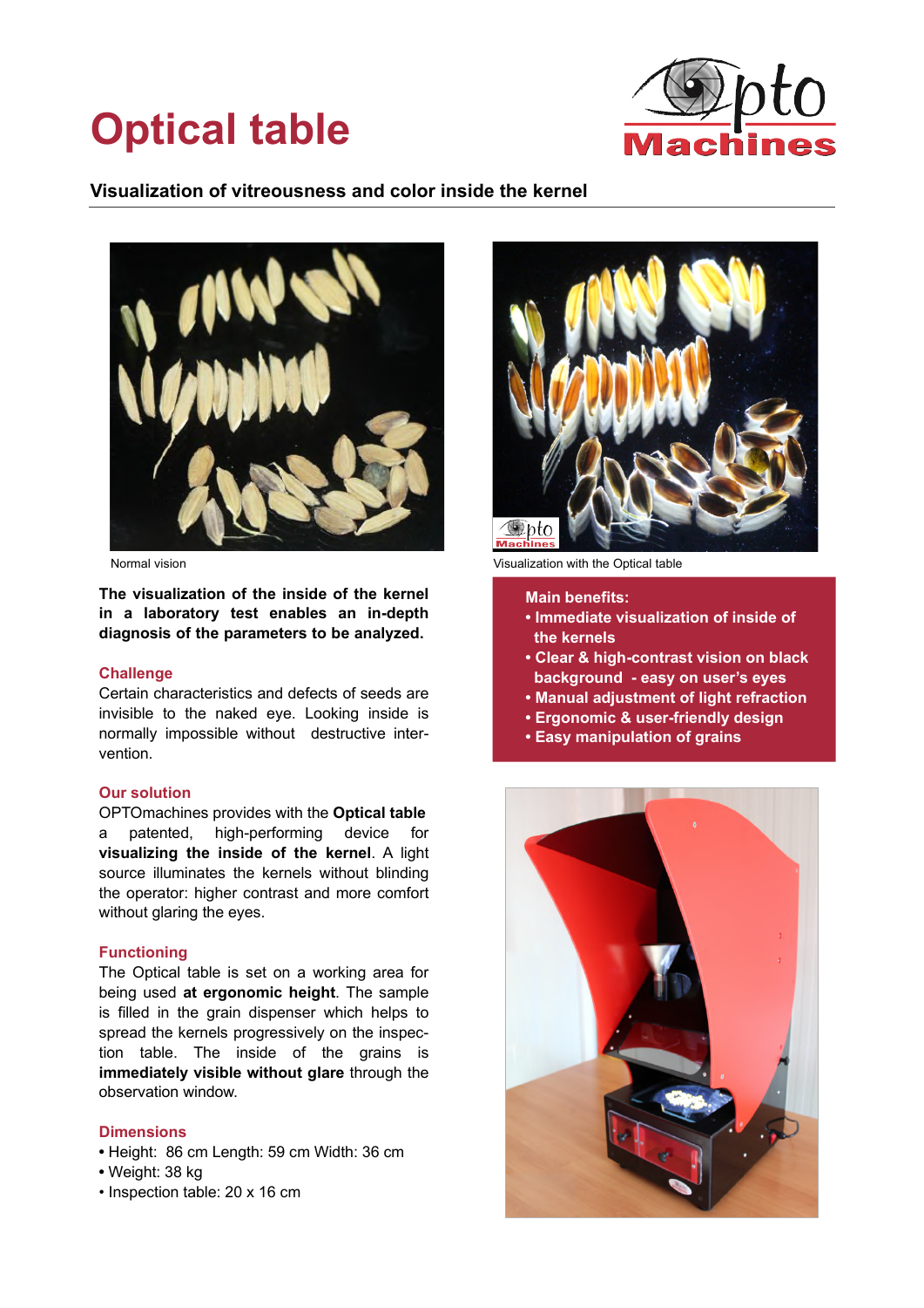# Optical table

## Visualization of vitreousness and color inside the kernel

Normal vision

Visualization with the Optical table

**The visualization of the inside of the kernel in a laboratory test enables an in-depth diagnosis of the parameters to be analyzed.**

### Challenge

Certain characteristics and defects of seeds are invisible to the naked eye. Looking inside is normally impossible without destructive intervention.

### Our solution

OPTOmachines provides with the **Optical table** a patented, high-performing device for **visualizing the inside of the kernel**. A light source illuminates the kernels without blinding the operator: higher contrast and more comfort without glaring the eyes.

### Functioning

The Optical table is set on a working area for being used **at ergonomic height**. The sample is filled in the grain dispenser which helps to spread the kernels progressively on the inspection table. The inside of the grains is **immediately visible without glare** through the observation window.

### Dimensions

- Height: 86 cm Length: 59 cm Width: 36 cm
- Weight: 38 kg
- Inspection table: 20 x 16 cm

**Main benefits:**

- **Immediate visualization of inside of the kernels**
- **Clear & high-contrast vision on black background - easy on user's eyes**
- **Manual adjustment of light refraction**
- **Ergonomic & user-friendly design**
- **Easy manipulation of grains**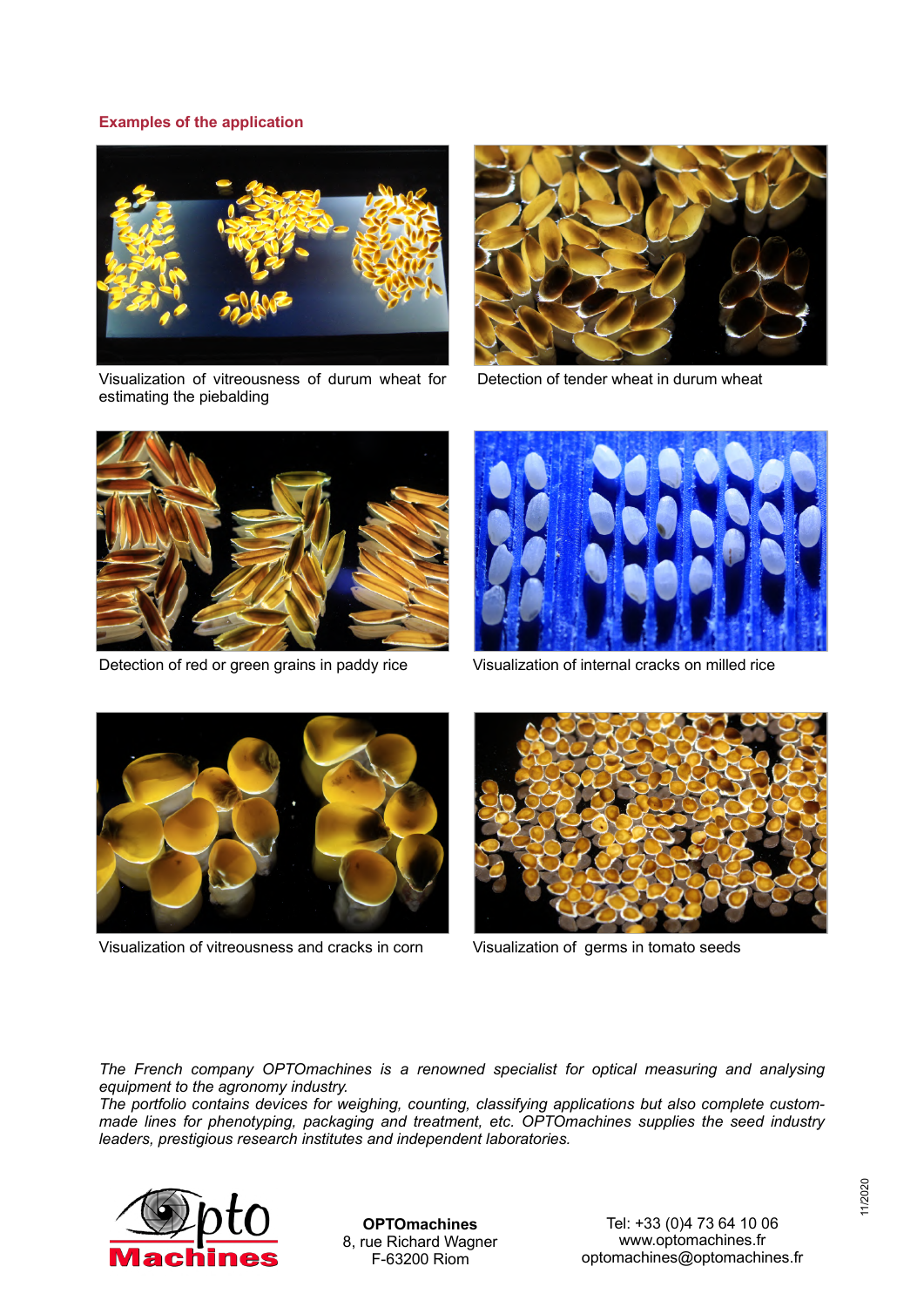## Examples of the application

Visualization of vitreousness of durum wheat for estimating the piebalding

Detection of tender wheat in durum wheat

Detection of red or green grains in paddy rice

Visualization of internal cracks on milled rice

Visualization of vitreousness and cracks in corn

Visualization of germs in tomato seeds

*The French company OPTOmachines is a renowned specialist for optical measuring and analysing equipment to the agronomy industry.*
*The portfolio contains devices for weighing, counting, classifying applications but also complete custom-made lines for phenotyping, packaging and treatment, etc. OPTOmachines supplies the seed industry leaders, prestigious research institutes and independent laboratories.*

Opto Machines

**OPTOmachines**
8, rue Richard Wagner
F-63200 Riom

Tel: +33 (0)4 73 64 10 06
www.optomachines.fr
optomachines@optomachines.fr

11/2020